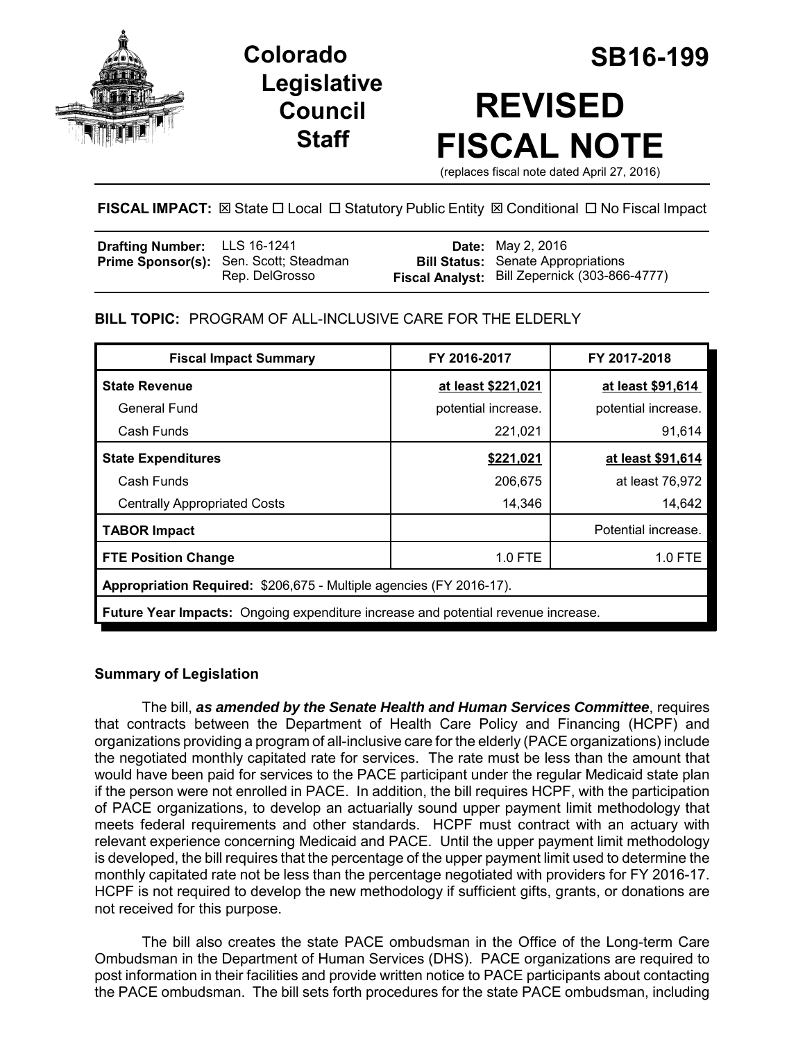Colorado Legislative Council Staff

# SB16-199

# REVISED FISCAL NOTE

(replaces fiscal note dated April 27, 2016)

**FISCAL IMPACT:** ☒ State ☐ Local ☐ Statutory Public Entity ☒ Conditional ☐ No Fiscal Impact

| | | | |
|---|---|---|---|
| **Drafting Number:** | LLS 16-1241 | **Date:** | May 2, 2016 |
| **Prime Sponsor(s):** | Sen. Scott; Steadman Rep. DelGrosso | **Bill Status:** | Senate Appropriations |
| | | **Fiscal Analyst:** | Bill Zepernick (303-866-4777) |

**BILL TOPIC:** PROGRAM OF ALL-INCLUSIVE CARE FOR THE ELDERLY

| Fiscal Impact Summary | FY 2016-2017 | FY 2017-2018 |
|---|---|---|
| **State Revenue** | **at least $221,021** | **at least $91,614** |
| General Fund | potential increase. | potential increase. |
| Cash Funds | 221,021 | 91,614 |
| **State Expenditures** | **$221,021** | **at least $91,614** |
| Cash Funds | 206,675 | at least 76,972 |
| Centrally Appropriated Costs | 14,346 | 14,642 |
| **TABOR Impact** | | Potential increase. |
| **FTE Position Change** | 1.0 FTE | 1.0 FTE |
| **Appropriation Required:** $206,675 - Multiple agencies (FY 2016-17). | | |
| **Future Year Impacts:** Ongoing expenditure increase and potential revenue increase. | | |

## Summary of Legislation

The bill, ***as amended by the Senate Health and Human Services Committee***, requires that contracts between the Department of Health Care Policy and Financing (HCPF) and organizations providing a program of all-inclusive care for the elderly (PACE organizations) include the negotiated monthly capitated rate for services. The rate must be less than the amount that would have been paid for services to the PACE participant under the regular Medicaid state plan if the person were not enrolled in PACE. In addition, the bill requires HCPF, with the participation of PACE organizations, to develop an actuarially sound upper payment limit methodology that meets federal requirements and other standards. HCPF must contract with an actuary with relevant experience concerning Medicaid and PACE. Until the upper payment limit methodology is developed, the bill requires that the percentage of the upper payment limit used to determine the monthly capitated rate not be less than the percentage negotiated with providers for FY 2016-17. HCPF is not required to develop the new methodology if sufficient gifts, grants, or donations are not received for this purpose.

The bill also creates the state PACE ombudsman in the Office of the Long-term Care Ombudsman in the Department of Human Services (DHS). PACE organizations are required to post information in their facilities and provide written notice to PACE participants about contacting the PACE ombudsman. The bill sets forth procedures for the state PACE ombudsman, including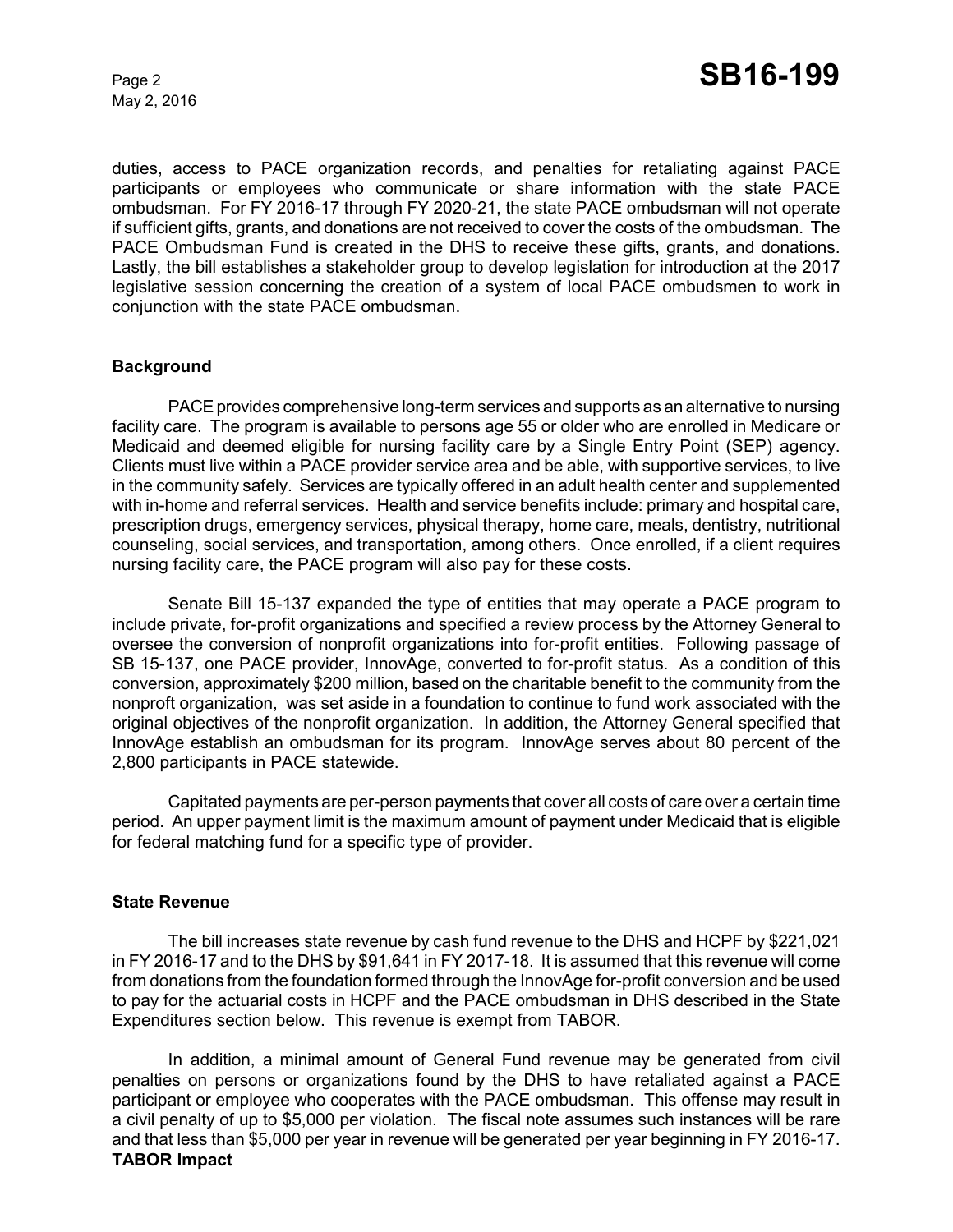duties, access to PACE organization records, and penalties for retaliating against PACE participants or employees who communicate or share information with the state PACE ombudsman. For FY 2016-17 through FY 2020-21, the state PACE ombudsman will not operate if sufficient gifts, grants, and donations are not received to cover the costs of the ombudsman. The PACE Ombudsman Fund is created in the DHS to receive these gifts, grants, and donations. Lastly, the bill establishes a stakeholder group to develop legislation for introduction at the 2017 legislative session concerning the creation of a system of local PACE ombudsmen to work in conjunction with the state PACE ombudsman.

**Background**

PACE provides comprehensive long-term services and supports as an alternative to nursing facility care. The program is available to persons age 55 or older who are enrolled in Medicare or Medicaid and deemed eligible for nursing facility care by a Single Entry Point (SEP) agency. Clients must live within a PACE provider service area and be able, with supportive services, to live in the community safely. Services are typically offered in an adult health center and supplemented with in-home and referral services. Health and service benefits include: primary and hospital care, prescription drugs, emergency services, physical therapy, home care, meals, dentistry, nutritional counseling, social services, and transportation, among others. Once enrolled, if a client requires nursing facility care, the PACE program will also pay for these costs.

Senate Bill 15-137 expanded the type of entities that may operate a PACE program to include private, for-profit organizations and specified a review process by the Attorney General to oversee the conversion of nonprofit organizations into for-profit entities. Following passage of SB 15-137, one PACE provider, InnovAge, converted to for-profit status. As a condition of this conversion, approximately $200 million, based on the charitable benefit to the community from the nonproft organization, was set aside in a foundation to continue to fund work associated with the original objectives of the nonprofit organization. In addition, the Attorney General specified that InnovAge establish an ombudsman for its program. InnovAge serves about 80 percent of the 2,800 participants in PACE statewide.

Capitated payments are per-person payments that cover all costs of care over a certain time period. An upper payment limit is the maximum amount of payment under Medicaid that is eligible for federal matching fund for a specific type of provider.

**State Revenue**

The bill increases state revenue by cash fund revenue to the DHS and HCPF by $221,021 in FY 2016-17 and to the DHS by $91,641 in FY 2017-18. It is assumed that this revenue will come from donations from the foundation formed through the InnovAge for-profit conversion and be used to pay for the actuarial costs in HCPF and the PACE ombudsman in DHS described in the State Expenditures section below. This revenue is exempt from TABOR.

In addition, a minimal amount of General Fund revenue may be generated from civil penalties on persons or organizations found by the DHS to have retaliated against a PACE participant or employee who cooperates with the PACE ombudsman. This offense may result in a civil penalty of up to $5,000 per violation. The fiscal note assumes such instances will be rare and that less than $5,000 per year in revenue will be generated per year beginning in FY 2016-17.

**TABOR Impact**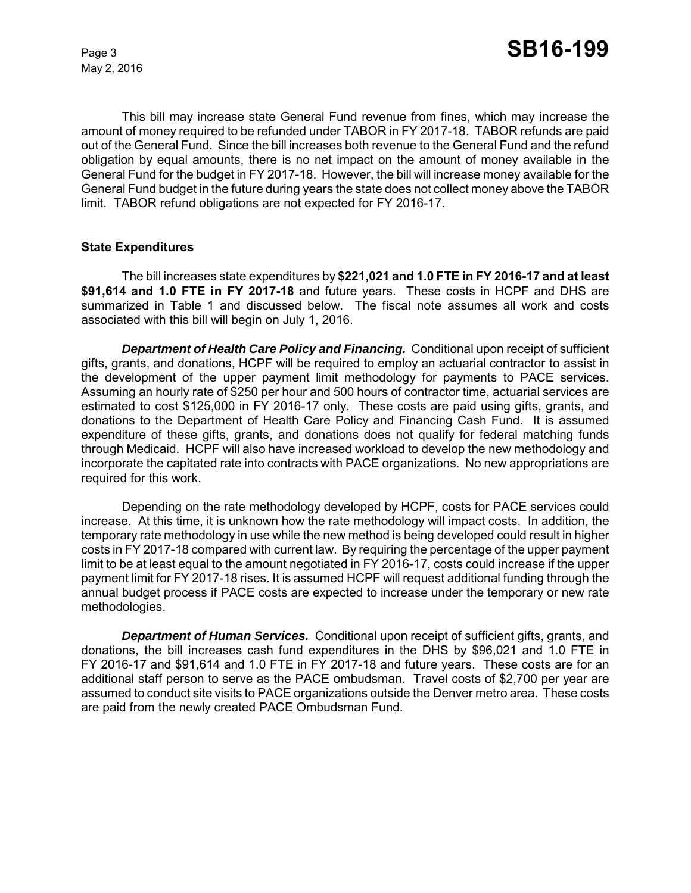This bill may increase state General Fund revenue from fines, which may increase the amount of money required to be refunded under TABOR in FY 2017-18. TABOR refunds are paid out of the General Fund. Since the bill increases both revenue to the General Fund and the refund obligation by equal amounts, there is no net impact on the amount of money available in the General Fund for the budget in FY 2017-18. However, the bill will increase money available for the General Fund budget in the future during years the state does not collect money above the TABOR limit. TABOR refund obligations are not expected for FY 2016-17.

**State Expenditures**

The bill increases state expenditures by **$221,021 and 1.0 FTE in FY 2016-17 and at least $91,614 and 1.0 FTE in FY 2017-18** and future years. These costs in HCPF and DHS are summarized in Table 1 and discussed below. The fiscal note assumes all work and costs associated with this bill will begin on July 1, 2016.

***Department of Health Care Policy and Financing.*** Conditional upon receipt of sufficient gifts, grants, and donations, HCPF will be required to employ an actuarial contractor to assist in the development of the upper payment limit methodology for payments to PACE services. Assuming an hourly rate of $250 per hour and 500 hours of contractor time, actuarial services are estimated to cost $125,000 in FY 2016-17 only. These costs are paid using gifts, grants, and donations to the Department of Health Care Policy and Financing Cash Fund. It is assumed expenditure of these gifts, grants, and donations does not qualify for federal matching funds through Medicaid. HCPF will also have increased workload to develop the new methodology and incorporate the capitated rate into contracts with PACE organizations. No new appropriations are required for this work.

Depending on the rate methodology developed by HCPF, costs for PACE services could increase. At this time, it is unknown how the rate methodology will impact costs. In addition, the temporary rate methodology in use while the new method is being developed could result in higher costs in FY 2017-18 compared with current law. By requiring the percentage of the upper payment limit to be at least equal to the amount negotiated in FY 2016-17, costs could increase if the upper payment limit for FY 2017-18 rises. It is assumed HCPF will request additional funding through the annual budget process if PACE costs are expected to increase under the temporary or new rate methodologies.

***Department of Human Services.*** Conditional upon receipt of sufficient gifts, grants, and donations, the bill increases cash fund expenditures in the DHS by $96,021 and 1.0 FTE in FY 2016-17 and $91,614 and 1.0 FTE in FY 2017-18 and future years. These costs are for an additional staff person to serve as the PACE ombudsman. Travel costs of $2,700 per year are assumed to conduct site visits to PACE organizations outside the Denver metro area. These costs are paid from the newly created PACE Ombudsman Fund.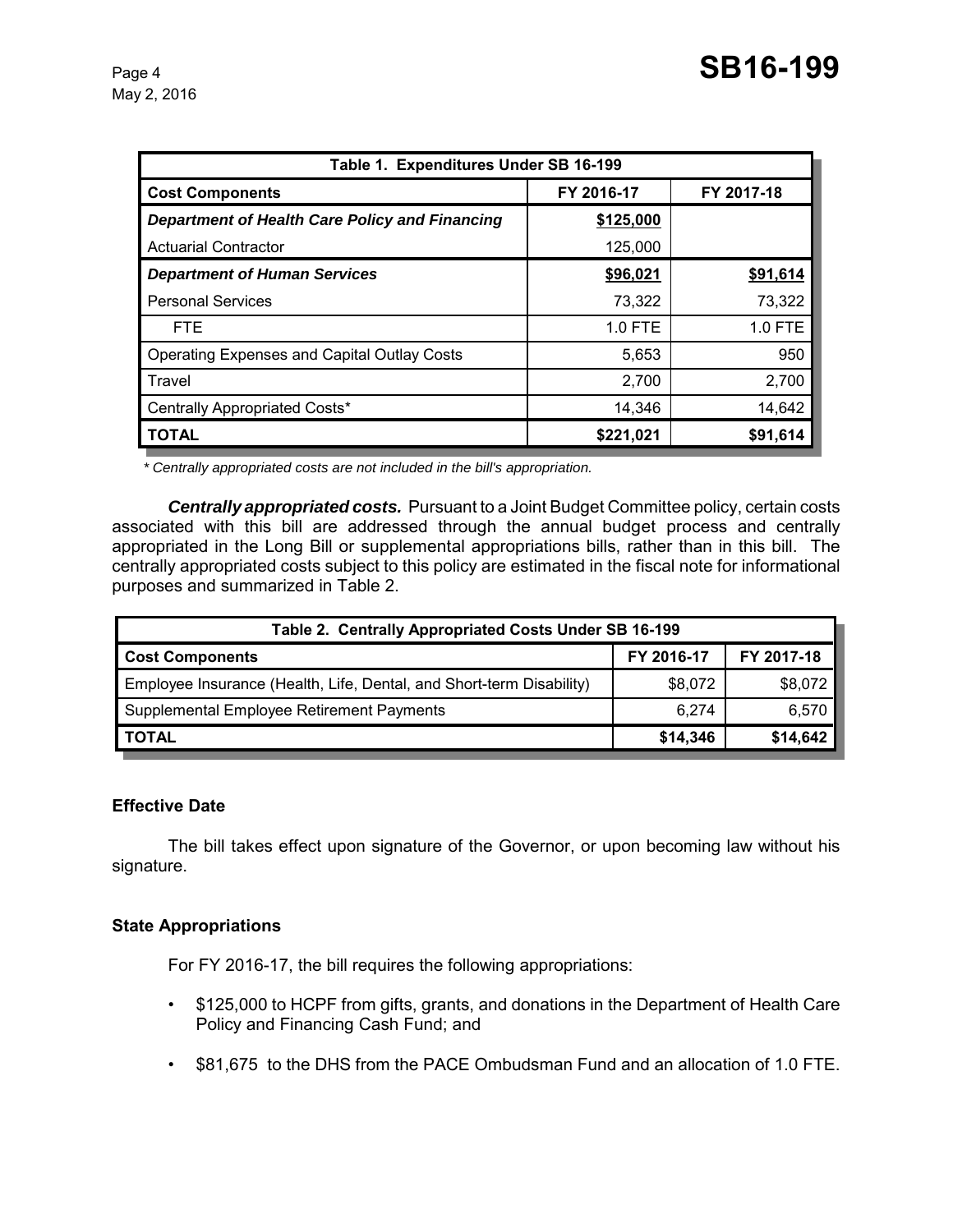| Table 1. Expenditures Under SB 16-199 | | |
|---|---|---|
| **Cost Components** | **FY 2016-17** | **FY 2017-18** |
| ***Department of Health Care Policy and Financing*** | **$125,000** | |
| Actuarial Contractor | 125,000 | |
| ***Department of Human Services*** | **$96,021** | **$91,614** |
| Personal Services | 73,322 | 73,322 |
| FTE | 1.0 FTE | 1.0 FTE |
| Operating Expenses and Capital Outlay Costs | 5,653 | 950 |
| Travel | 2,700 | 2,700 |
| Centrally Appropriated Costs* | 14,346 | 14,642 |
| **TOTAL** | **$221,021** | **$91,614** |

*\* Centrally appropriated costs are not included in the bill's appropriation.*

***Centrally appropriated costs.*** Pursuant to a Joint Budget Committee policy, certain costs associated with this bill are addressed through the annual budget process and centrally appropriated in the Long Bill or supplemental appropriations bills, rather than in this bill. The centrally appropriated costs subject to this policy are estimated in the fiscal note for informational purposes and summarized in Table 2.

| Table 2. Centrally Appropriated Costs Under SB 16-199 | | |
|---|---|---|
| **Cost Components** | **FY 2016-17** | **FY 2017-18** |
| Employee Insurance (Health, Life, Dental, and Short-term Disability) | $8,072 | $8,072 |
| Supplemental Employee Retirement Payments | 6,274 | 6,570 |
| **TOTAL** | **$14,346** | **$14,642** |

### Effective Date

The bill takes effect upon signature of the Governor, or upon becoming law without his signature.

### State Appropriations

For FY 2016-17, the bill requires the following appropriations:

- $125,000 to HCPF from gifts, grants, and donations in the Department of Health Care Policy and Financing Cash Fund; and
- $81,675 to the DHS from the PACE Ombudsman Fund and an allocation of 1.0 FTE.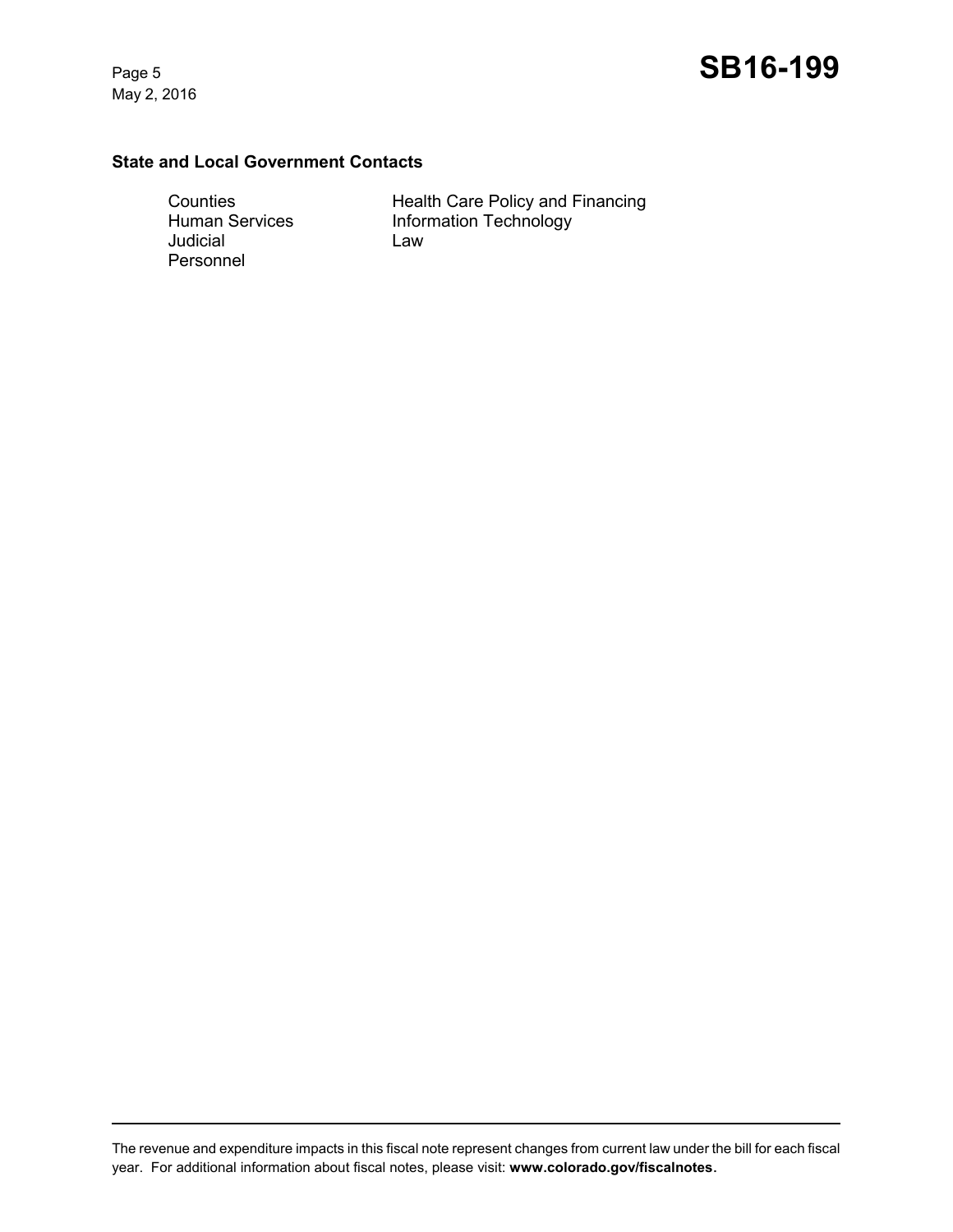**State and Local Government Contacts**

| | |
|---|---|
| Counties | Health Care Policy and Financing |
| Human Services | Information Technology |
| Judicial | Law |
| Personnel | |

The revenue and expenditure impacts in this fiscal note represent changes from current law under the bill for each fiscal year. For additional information about fiscal notes, please visit: **www.colorado.gov/fiscalnotes.**